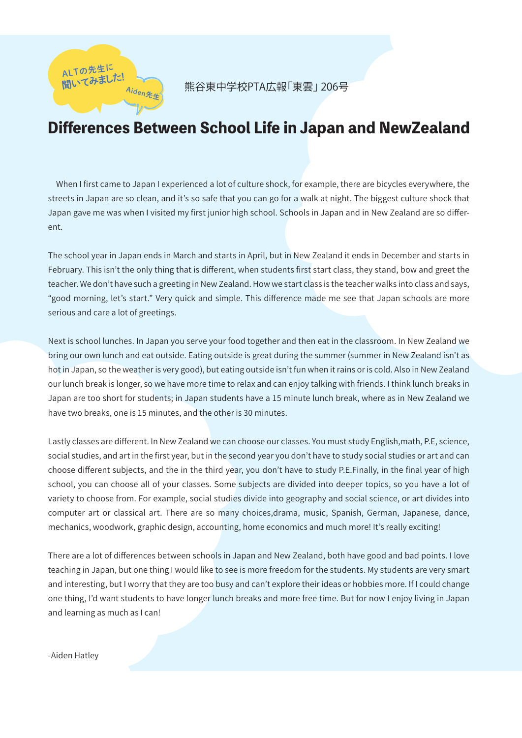ALTの先生に聞いてみました!

Aiden先生

熊谷東中学校PTA広報「東雲」206号

# Differences Between School Life in Japan and NewZealand

When I first came to Japan I experienced a lot of culture shock, for example, there are bicycles everywhere, the streets in Japan are so clean, and it's so safe that you can go for a walk at night. The biggest culture shock that Japan gave me was when I visited my first junior high school. Schools in Japan and in New Zealand are so different.

The school year in Japan ends in March and starts in April, but in New Zealand it ends in December and starts in February. This isn't the only thing that is different, when students first start class, they stand, bow and greet the teacher. We don't have such a greeting in New Zealand. How we start class is the teacher walks into class and says, "good morning, let's start." Very quick and simple. This difference made me see that Japan schools are more serious and care a lot of greetings.

Next is school lunches. In Japan you serve your food together and then eat in the classroom. In New Zealand we bring our own lunch and eat outside. Eating outside is great during the summer (summer in New Zealand isn't as hot in Japan, so the weather is very good), but eating outside isn't fun when it rains or is cold. Also in New Zealand our lunch break is longer, so we have more time to relax and can enjoy talking with friends. I think lunch breaks in Japan are too short for students; in Japan students have a 15 minute lunch break, where as in New Zealand we have two breaks, one is 15 minutes, and the other is 30 minutes.

Lastly classes are different. In New Zealand we can choose our classes. You must study English,math, P.E, science, social studies, and art in the first year, but in the second year you don't have to study social studies or art and can choose different subjects, and the in the third year, you don't have to study P.E.Finally, in the final year of high school, you can choose all of your classes. Some subjects are divided into deeper topics, so you have a lot of variety to choose from. For example, social studies divide into geography and social science, or art divides into computer art or classical art. There are so many choices,drama, music, Spanish, German, Japanese, dance, mechanics, woodwork, graphic design, accounting, home economics and much more! It's really exciting!

There are a lot of differences between schools in Japan and New Zealand, both have good and bad points. I love teaching in Japan, but one thing I would like to see is more freedom for the students. My students are very smart and interesting, but I worry that they are too busy and can't explore their ideas or hobbies more. If I could change one thing, I'd want students to have longer lunch breaks and more free time. But for now I enjoy living in Japan and learning as much as I can!

-Aiden Hatley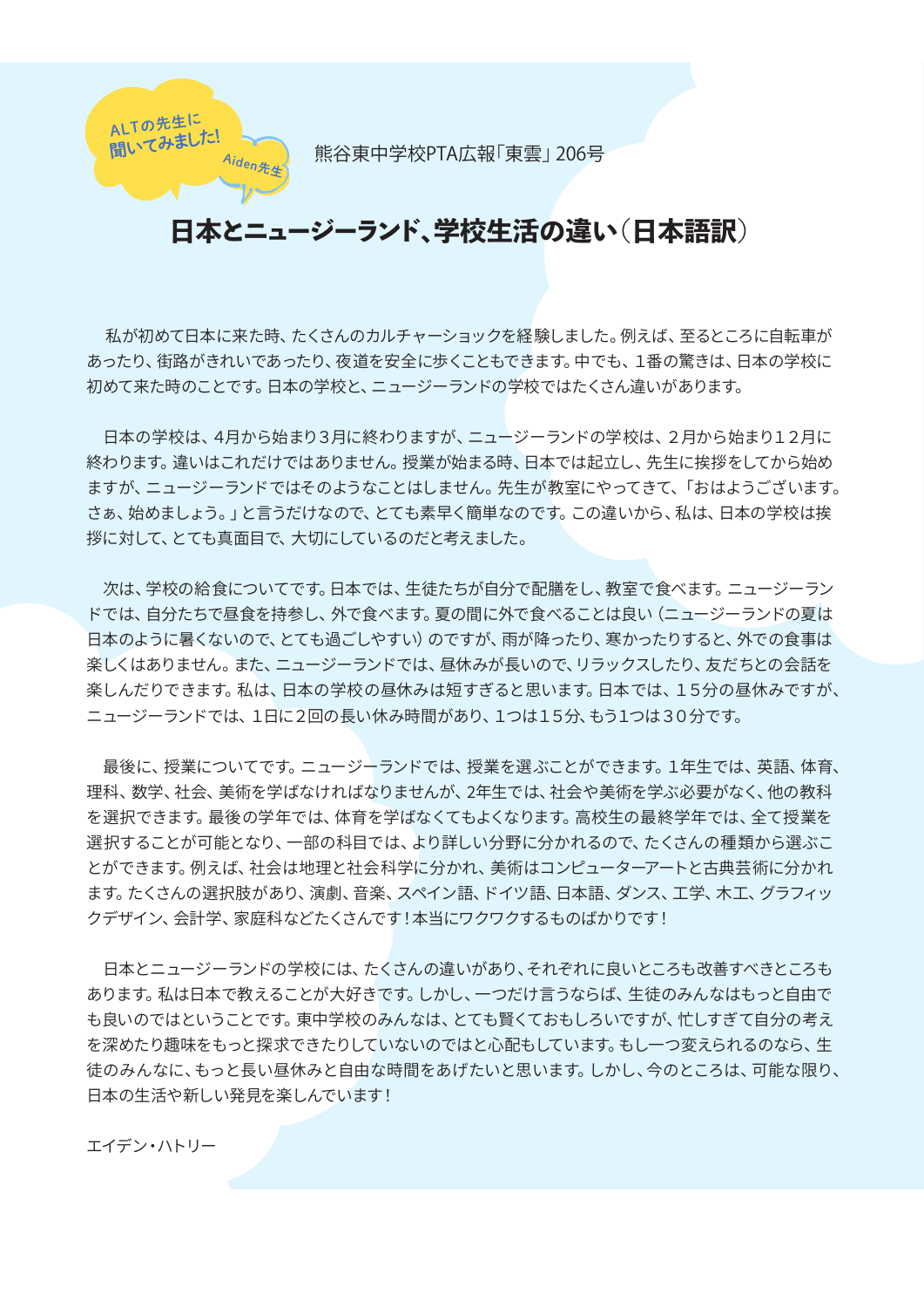ALTの先生に聞いてみました!

Aiden先生

熊谷東中学校PTA広報「東雲」206号

# 日本とニュージーランド、学校生活の違い（日本語訳）

私が初めて日本に来た時、たくさんのカルチャーショックを経験しました。例えば、至るところに自転車があったり、街路がきれいであったり、夜道を安全に歩くこともできます。中でも、1番の驚きは、日本の学校に初めて来た時のことです。日本の学校と、ニュージーランドの学校ではたくさん違いがあります。

日本の学校は、4月から始まり3月に終わりますが、ニュージーランドの学校は、２月から始まり１２月に終わります。違いはこれだけではありません。授業が始まる時、日本では起立し、先生に挨拶をしてから始めますが、ニュージーランドではそのようなことはしません。先生が教室にやってきて、「おはようございます。さぁ、始めましょう。」と言うだけなので、とても素早く簡単なのです。この違いから、私は、日本の学校は挨拶に対して、とても真面目で、大切にしているのだと考えました。

次は、学校の給食についてです。日本では、生徒たちが自分で配膳をし、教室で食べます。ニュージーランドでは、自分たちで昼食を持参し、外で食べます。夏の間に外で食べることは良い（ニュージーランドの夏は日本のように暑くないので、とても過ごしやすい）のですが、雨が降ったり、寒かったりすると、外での食事は楽しくはありません。また、ニュージーランドでは、昼休みが長いので、リラックスしたり、友だちとの会話を楽しんだりできます。私は、日本の学校の昼休みは短すぎると思います。日本では、１５分の昼休みですが、ニュージーランドでは、1日に2回の長い休み時間があり、1つは１５分、もう1つは３０分です。

最後に、授業についてです。ニュージーランドでは、授業を選ぶことができます。1年生では、英語、体育、理科、数学、社会、美術を学ばなければなりませんが、2年生では、社会や美術を学ぶ必要がなく、他の教科を選択できます。最後の学年では、体育を学ばなくてもよくなります。高校生の最終学年では、全て授業を選択することが可能となり、一部の科目では、より詳しい分野に分かれるので、たくさんの種類から選ぶことができます。例えば、社会は地理と社会科学に分かれ、美術はコンピューターアートと古典芸術に分かれます。たくさんの選択肢があり、演劇、音楽、スペイン語、ドイツ語、日本語、ダンス、工学、木工、グラフィックデザイン、会計学、家庭科などたくさんです！本当にワクワクするものばかりです！

日本とニュージーランドの学校には、たくさんの違いがあり、それぞれに良いところも改善すべきところもあります。私は日本で教えることが大好きです。しかし、一つだけ言うならば、生徒のみんなはもっと自由でも良いのではということです。東中学校のみんなは、とても賢くておもしろいですが、忙しすぎて自分の考えを深めたり趣味をもっと探求できたりしていないのではと心配もしています。もし一つ変えられるのなら、生徒のみんなに、もっと長い昼休みと自由な時間をあげたいと思います。しかし、今のところは、可能な限り、日本の生活や新しい発見を楽しんでいます！

エイデン・ハトリー